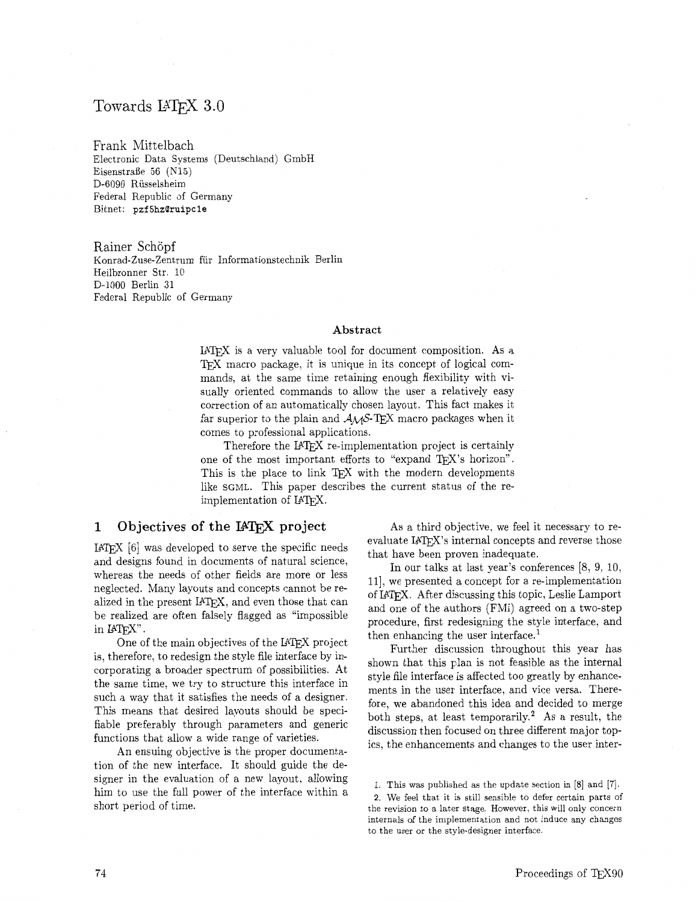# Towards LaTeX 3.0

Frank Mittelbach
Electronic Data Systems (Deutschland) GmbH
Eisenstraße 56 (N15)
D-6090 Rüsselsheim
Federal Republic of Germany
Bitnet: **pzf5hz@ruipc1e**

Rainer Schöpf
Konrad-Zuse-Zentrum für Informationstechnik Berlin
Heilbronner Str. 10
D-1000 Berlin 31
Federal Republic of Germany

### Abstract

LaTeX is a very valuable tool for document composition. As a TeX macro package, it is unique in its concept of logical commands, at the same time retaining enough flexibility with visually oriented commands to allow the user a relatively easy correction of an automatically chosen layout. This fact makes it far superior to the plain and AMS-TeX macro packages when it comes to professional applications.

Therefore the LaTeX re-implementation project is certainly one of the most important efforts to "expand TeX's horizon". This is the place to link TeX with the modern developments like SGML. This paper describes the current status of the re-implementation of LaTeX.

## 1 Objectives of the LaTeX project

LaTeX [6] was developed to serve the specific needs and designs found in documents of natural science, whereas the needs of other fields are more or less neglected. Many layouts and concepts cannot be realized in the present LaTeX, and even those that can be realized are often falsely flagged as "impossible in LaTeX".

One of the main objectives of the LaTeX project is, therefore, to redesign the style file interface by incorporating a broader spectrum of possibilities. At the same time, we try to structure this interface in such a way that it satisfies the needs of a designer. This means that desired layouts should be specifiable preferably through parameters and generic functions that allow a wide range of varieties.

An ensuing objective is the proper documentation of the new interface. It should guide the designer in the evaluation of a new layout, allowing him to use the full power of the interface within a short period of time.

As a third objective, we feel it necessary to re-evaluate LaTeX's internal concepts and reverse those that have been proven inadequate.

In our talks at last year's conferences [8, 9, 10, 11], we presented a concept for a re-implementation of LaTeX. After discussing this topic, Leslie Lamport and one of the authors (FMi) agreed on a two-step procedure, first redesigning the style interface, and then enhancing the user interface.[1]

Further discussion throughout this year has shown that this plan is not feasible as the internal style file interface is affected too greatly by enhancements in the user interface, and vice versa. Therefore, we abandoned this idea and decided to merge both steps, at least temporarily.[2] As a result, the discussion then focused on three different major topics, the enhancements and changes to the user inter-

1. This was published as the update section in [8] and [7].

2. We feel that it is still sensible to defer certain parts of the revision to a later stage. However, this will only concern internals of the implementation and not induce any changes to the user or the style-designer interface.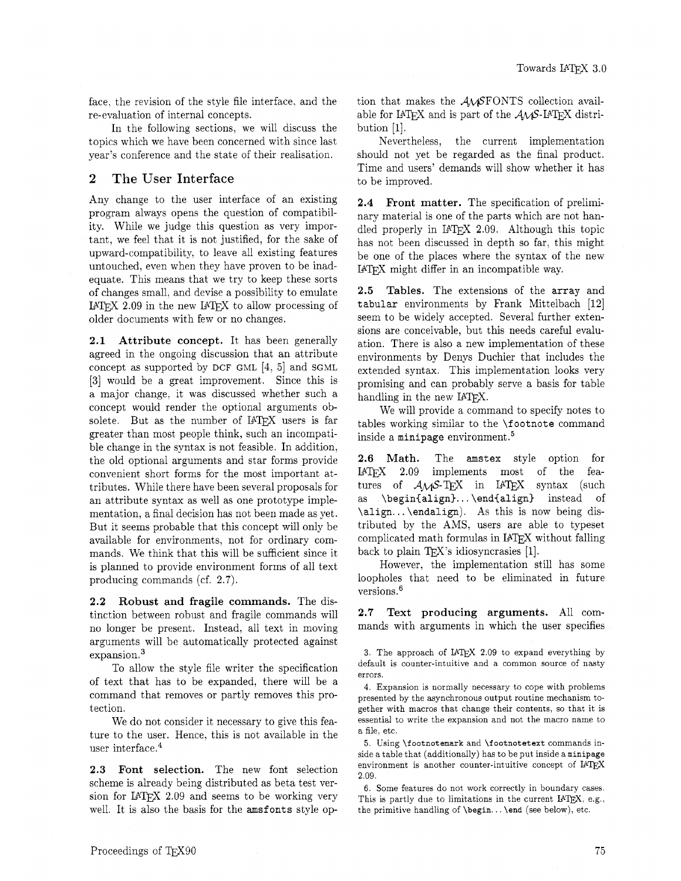face, the revision of the style file interface, and the re-evaluation of internal concepts.

In the following sections, we will discuss the topics which we have been concerned with since last year's conference and the state of their realisation.

## 2 The User Interface

Any change to the user interface of an existing program always opens the question of compatibility. While we judge this question as very important, we feel that it is not justified, for the sake of upward-compatibility, to leave all existing features untouched, even when they have proven to be inadequate. This means that we try to keep these sorts of changes small, and devise a possibility to emulate LaTeX 2.09 in the new LaTeX to allow processing of older documents with few or no changes.

**2.1 Attribute concept.** It has been generally agreed in the ongoing discussion that an attribute concept as supported by DCF GML [4, 5] and SGML [3] would be a great improvement. Since this is a major change, it was discussed whether such a concept would render the optional arguments obsolete. But as the number of LaTeX users is far greater than most people think, such an incompatible change in the syntax is not feasible. In addition, the old optional arguments and star forms provide convenient short forms for the most important attributes. While there have been several proposals for an attribute syntax as well as one prototype implementation, a final decision has not been made as yet. But it seems probable that this concept will only be available for environments, not for ordinary commands. We think that this will be sufficient since it is planned to provide environment forms of all text producing commands (cf. 2.7).

**2.2 Robust and fragile commands.** The distinction between robust and fragile commands will no longer be present. Instead, all text in moving arguments will be automatically protected against expansion.[3]

To allow the style file writer the specification of text that has to be expanded, there will be a command that removes or partly removes this protection.

We do not consider it necessary to give this feature to the user. Hence, this is not available in the user interface.[4]

**2.3 Font selection.** The new font selection scheme is already being distributed as beta test version for LaTeX 2.09 and seems to be working very well. It is also the basis for the `amsfonts` style option that makes the AMSFONTS collection available for LaTeX and is part of the AMS-LaTeX distribution [1].

Nevertheless, the current implementation should not yet be regarded as the final product. Time and users' demands will show whether it has to be improved.

**2.4 Front matter.** The specification of preliminary material is one of the parts which are not handled properly in LaTeX 2.09. Although this topic has not been discussed in depth so far, this might be one of the places where the syntax of the new LaTeX might differ in an incompatible way.

**2.5 Tables.** The extensions of the `array` and `tabular` environments by Frank Mittelbach [12] seem to be widely accepted. Several further extensions are conceivable, but this needs careful evaluation. There is also a new implementation of these environments by Denys Duchier that includes the extended syntax. This implementation looks very promising and can probably serve a basis for table handling in the new LaTeX.

We will provide a command to specify notes to tables working similar to the `\footnote` command inside a `minipage` environment.[5]

**2.6 Math.** The `amstex` style option for LaTeX 2.09 implements most of the features of AMS-TeX in LaTeX syntax (such as `\begin{align}...\end{align}` instead of `\align...\endalign`). As this is now being distributed by the AMS, users are able to typeset complicated math formulas in LaTeX without falling back to plain TeX's idiosyncrasies [1].

However, the implementation still has some loopholes that need to be eliminated in future versions.[6]

**2.7 Text producing arguments.** All commands with arguments in which the user specifies

---

3. The approach of LaTeX 2.09 to expand everything by default is counter-intuitive and a common source of nasty errors.

4. Expansion is normally necessary to cope with problems presented by the asynchronous output routine mechanism together with macros that change their contents, so that it is essential to write the expansion and not the macro name to a file, etc.

5. Using `\footnotemark` and `\footnotetext` commands inside a table that (additionally) has to be put inside a `minipage` environment is another counter-intuitive concept of LaTeX 2.09.

6. Some features do not work correctly in boundary cases. This is partly due to limitations in the current LaTeX, e.g., the primitive handling of `\begin...\end` (see below), etc.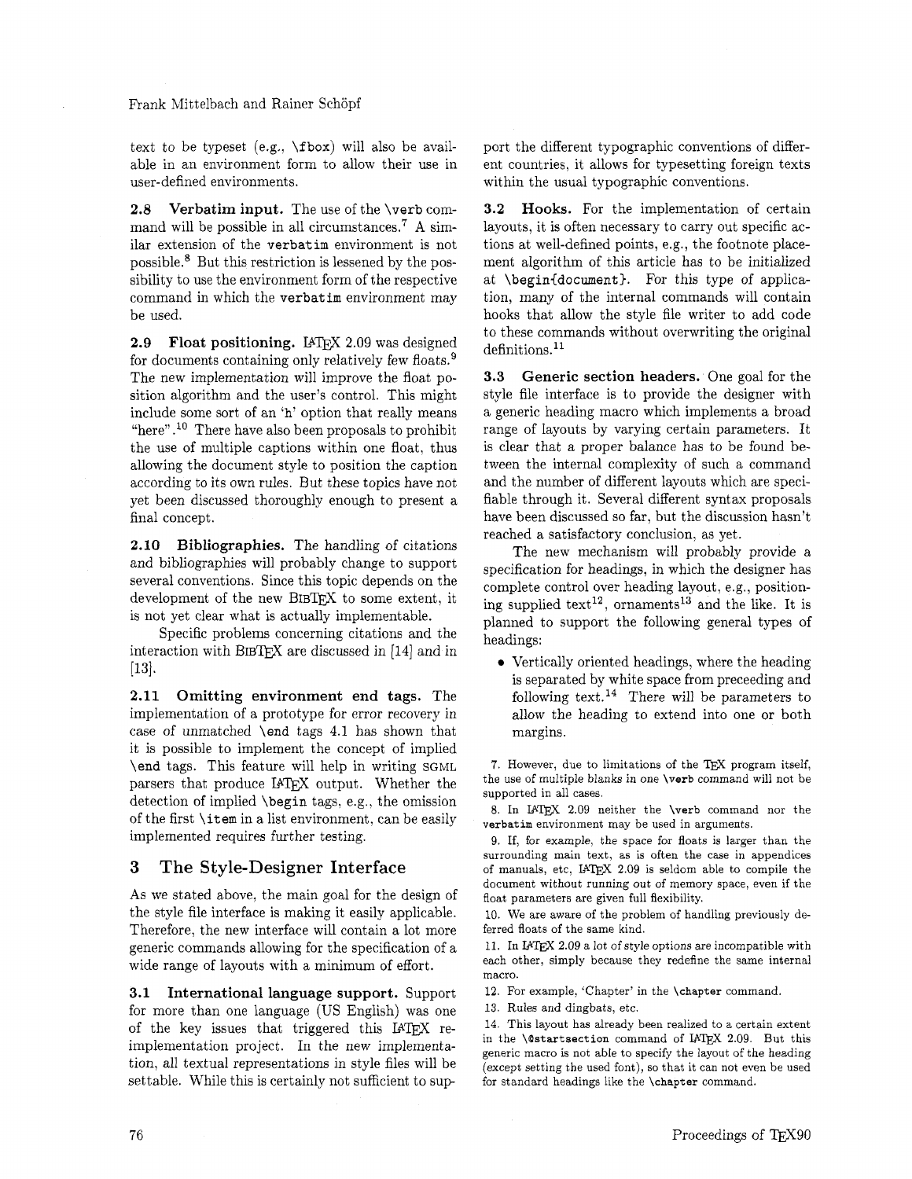text to be typeset (e.g., \fbox) will also be available in an environment form to allow their use in user-defined environments.

**2.8 Verbatim input.** The use of the \verb command will be possible in all circumstances.[7] A similar extension of the verbatim environment is not possible.[8] But this restriction is lessened by the possibility to use the environment form of the respective command in which the verbatim environment may be used.

**2.9 Float positioning.** LaTeX 2.09 was designed for documents containing only relatively few floats.[9] The new implementation will improve the float position algorithm and the user's control. This might include some sort of an 'h' option that really means "here".[10] There have also been proposals to prohibit the use of multiple captions within one float, thus allowing the document style to position the caption according to its own rules. But these topics have not yet been discussed thoroughly enough to present a final concept.

**2.10 Bibliographies.** The handling of citations and bibliographies will probably change to support several conventions. Since this topic depends on the development of the new BibTeX to some extent, it is not yet clear what is actually implementable.

Specific problems concerning citations and the interaction with BibTeX are discussed in [14] and in [13].

**2.11 Omitting environment end tags.** The implementation of a prototype for error recovery in case of unmatched \end tags 4.1 has shown that it is possible to implement the concept of implied \end tags. This feature will help in writing SGML parsers that produce LaTeX output. Whether the detection of implied \begin tags, e.g., the omission of the first \item in a list environment, can be easily implemented requires further testing.

## 3 The Style-Designer Interface

As we stated above, the main goal for the design of the style file interface is making it easily applicable. Therefore, the new interface will contain a lot more generic commands allowing for the specification of a wide range of layouts with a minimum of effort.

**3.1 International language support.** Support for more than one language (US English) was one of the key issues that triggered this LaTeX re-implementation project. In the new implementation, all textual representations in style files will be settable. While this is certainly not sufficient to support the different typographic conventions of different countries, it allows for typesetting foreign texts within the usual typographic conventions.

**3.2 Hooks.** For the implementation of certain layouts, it is often necessary to carry out specific actions at well-defined points, e.g., the footnote placement algorithm of this article has to be initialized at \begin{document}. For this type of application, many of the internal commands will contain hooks that allow the style file writer to add code to these commands without overwriting the original definitions.[11]

**3.3 Generic section headers.** One goal for the style file interface is to provide the designer with a generic heading macro which implements a broad range of layouts by varying certain parameters. It is clear that a proper balance has to be found between the internal complexity of such a command and the number of different layouts which are specifiable through it. Several different syntax proposals have been discussed so far, but the discussion hasn't reached a satisfactory conclusion, as yet.

The new mechanism will probably provide a specification for headings, in which the designer has complete control over heading layout, e.g., positioning supplied text[12], ornaments[13] and the like. It is planned to support the following general types of headings:

- Vertically oriented headings, where the heading is separated by white space from preceeding and following text.[14] There will be parameters to allow the heading to extend into one or both margins.

---

7. However, due to limitations of the TeX program itself, the use of multiple blanks in one \verb command will not be supported in all cases.

8. In LaTeX 2.09 neither the \verb command nor the verbatim environment may be used in arguments.

9. If, for example, the space for floats is larger than the surrounding main text, as is often the case in appendices of manuals, etc, LaTeX 2.09 is seldom able to compile the document without running out of memory space, even if the float parameters are given full flexibility.

10. We are aware of the problem of handling previously deferred floats of the same kind.

11. In LaTeX 2.09 a lot of style options are incompatible with each other, simply because they redefine the same internal macro.

12. For example, 'Chapter' in the \chapter command.

13. Rules and dingbats, etc.

14. This layout has already been realized to a certain extent in the \@startsection command of LaTeX 2.09. But this generic macro is not able to specify the layout of the heading (except setting the used font), so that it can not even be used for standard headings like the \chapter command.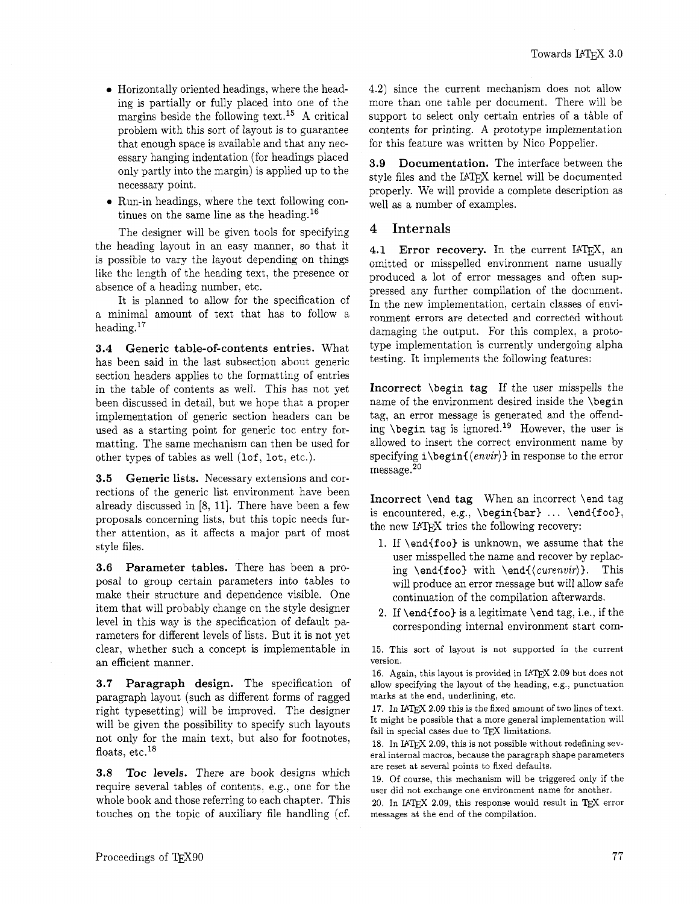- Horizontally oriented headings, where the heading is partially or fully placed into one of the margins beside the following text.[15] A critical problem with this sort of layout is to guarantee that enough space is available and that any necessary hanging indentation (for headings placed only partly into the margin) is applied up to the necessary point.
- Run-in headings, where the text following continues on the same line as the heading.[16]

The designer will be given tools for specifying the heading layout in an easy manner, so that it is possible to vary the layout depending on things like the length of the heading text, the presence or absence of a heading number, etc.

It is planned to allow for the specification of a minimal amount of text that has to follow a heading.[17]

**3.4 Generic table-of-contents entries.** What has been said in the last subsection about generic section headers applies to the formatting of entries in the table of contents as well. This has not yet been discussed in detail, but we hope that a proper implementation of generic section headers can be used as a starting point for generic toc entry formatting. The same mechanism can then be used for other types of tables as well (`lof`, `lot`, etc.).

**3.5 Generic lists.** Necessary extensions and corrections of the generic list environment have been already discussed in [8, 11]. There have been a few proposals concerning lists, but this topic needs further attention, as it affects a major part of most style files.

**3.6 Parameter tables.** There has been a proposal to group certain parameters into tables to make their structure and dependence visible. One item that will probably change on the style designer level in this way is the specification of default parameters for different levels of lists. But it is not yet clear, whether such a concept is implementable in an efficient manner.

**3.7 Paragraph design.** The specification of paragraph layout (such as different forms of ragged right typesetting) will be improved. The designer will be given the possibility to specify such layouts not only for the main text, but also for footnotes, floats, etc.[18]

**3.8 Toc levels.** There are book designs which require several tables of contents, e.g., one for the whole book and those referring to each chapter. This touches on the topic of auxiliary file handling (cf. 4.2) since the current mechanism does not allow more than one table per document. There will be support to select only certain entries of a table of contents for printing. A prototype implementation for this feature was written by Nico Poppelier.

**3.9 Documentation.** The interface between the style files and the LaTeX kernel will be documented properly. We will provide a complete description as well as a number of examples.

## 4 Internals

**4.1 Error recovery.** In the current LaTeX, an omitted or misspelled environment name usually produced a lot of error messages and often suppressed any further compilation of the document. In the new implementation, certain classes of environment errors are detected and corrected without damaging the output. For this complex, a prototype implementation is currently undergoing alpha testing. It implements the following features:

**Incorrect `\begin` tag** If the user misspells the name of the environment desired inside the `\begin` tag, an error message is generated and the offending `\begin` tag is ignored.[19] However, the user is allowed to insert the correct environment name by specifying `i\begin{`⟨*envir*⟩`}` in response to the error message.[20]

**Incorrect `\end` tag** When an incorrect `\end` tag is encountered, e.g., `\begin{bar}` ... `\end{foo}`, the new LaTeX tries the following recovery:

1. If `\end{foo}` is unknown, we assume that the user misspelled the name and recover by replacing `\end{foo}` with `\end{`⟨*curenvir*⟩`}`. This will produce an error message but will allow safe continuation of the compilation afterwards.
2. If `\end{foo}` is a legitimate `\end` tag, i.e., if the corresponding internal environment start com-

15. This sort of layout is not supported in the current version.

16. Again, this layout is provided in LaTeX 2.09 but does not allow specifying the layout of the heading, e.g., punctuation marks at the end, underlining, etc.

17. In LaTeX 2.09 this is the fixed amount of two lines of text. It might be possible that a more general implementation will fail in special cases due to TeX limitations.

18. In LaTeX 2.09, this is not possible without redefining several internal macros, because the paragraph shape parameters are reset at several points to fixed defaults.

19. Of course, this mechanism will be triggered only if the user did not exchange one environment name for another.

20. In LaTeX 2.09, this response would result in TeX error messages at the end of the compilation.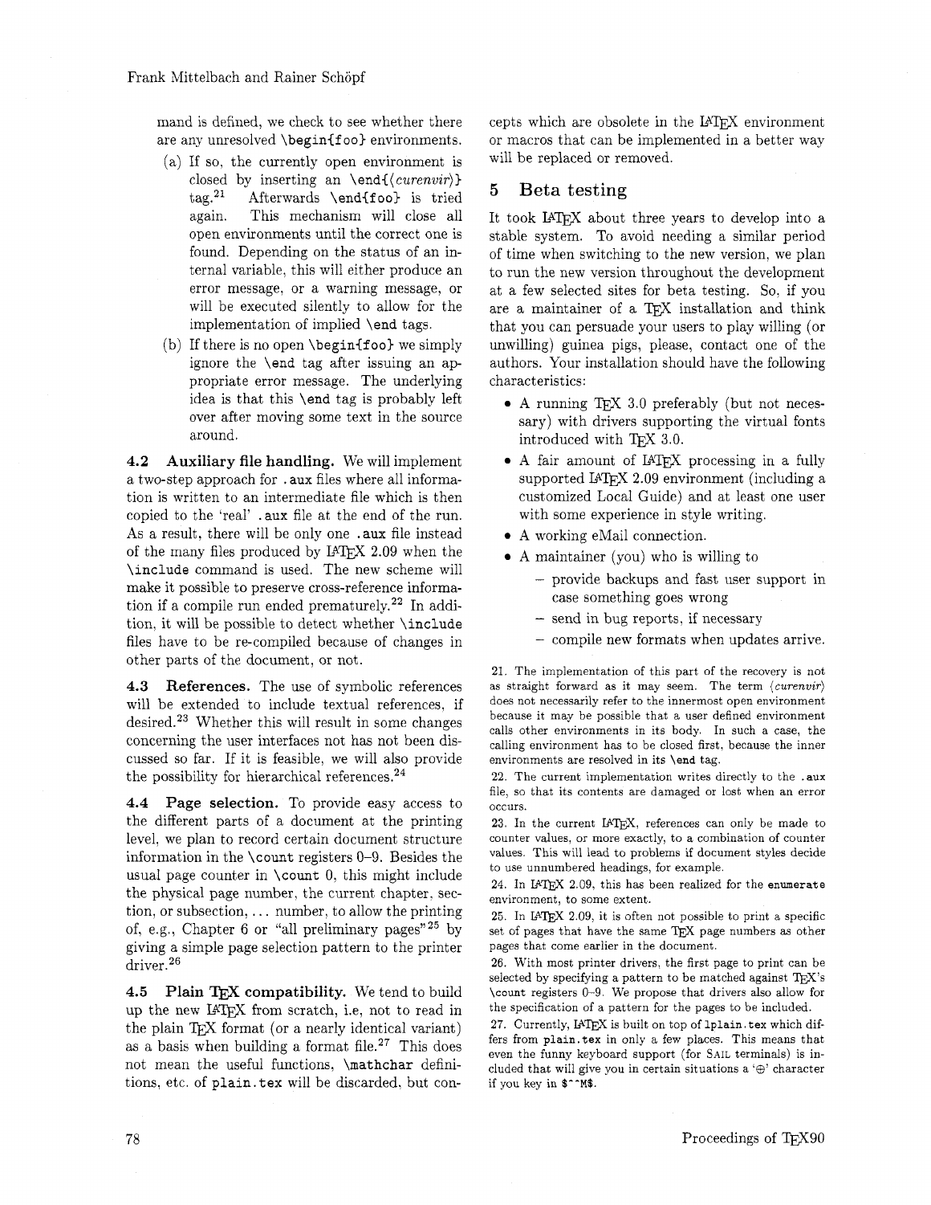mand is defined, we check to see whether there are any unresolved `\begin{foo}` environments.

(a) If so, the currently open environment is closed by inserting an `\end{`⟨*curenvir*⟩`}` tag.[21] Afterwards `\end{foo}` is tried again. This mechanism will close all open environments until the correct one is found. Depending on the status of an internal variable, this will either produce an error message, or a warning message, or will be executed silently to allow for the implementation of implied `\end` tags.

(b) If there is no open `\begin{foo}` we simply ignore the `\end` tag after issuing an appropriate error message. The underlying idea is that this `\end` tag is probably left over after moving some text in the source around.

**4.2 Auxiliary file handling.** We will implement a two-step approach for `.aux` files where all information is written to an intermediate file which is then copied to the 'real' `.aux` file at the end of the run. As a result, there will be only one `.aux` file instead of the many files produced by LaTeX 2.09 when the `\include` command is used. The new scheme will make it possible to preserve cross-reference information if a compile run ended prematurely.[22] In addition, it will be possible to detect whether `\include` files have to be re-compiled because of changes in other parts of the document, or not.

**4.3 References.** The use of symbolic references will be extended to include textual references, if desired.[23] Whether this will result in some changes concerning the user interfaces not has not been discussed so far. If it is feasible, we will also provide the possibility for hierarchical references.[24]

**4.4 Page selection.** To provide easy access to the different parts of a document at the printing level, we plan to record certain document structure information in the `\count` registers 0–9. Besides the usual page counter in `\count` 0, this might include the physical page number, the current chapter, section, or subsection, ... number, to allow the printing of, e.g., Chapter 6 or "all preliminary pages"[25] by giving a simple page selection pattern to the printer driver.[26]

**4.5 Plain TeX compatibility.** We tend to build up the new LaTeX from scratch, i.e, not to read in the plain TeX format (or a nearly identical variant) as a basis when building a format file.[27] This does not mean the useful functions, `\mathchar` definitions, etc. of `plain.tex` will be discarded, but concepts which are obsolete in the LaTeX environment or macros that can be implemented in a better way will be replaced or removed.

## 5 Beta testing

It took LaTeX about three years to develop into a stable system. To avoid needing a similar period of time when switching to the new version, we plan to run the new version throughout the development at a few selected sites for beta testing. So, if you are a maintainer of a TeX installation and think that you can persuade your users to play willing (or unwilling) guinea pigs, please, contact one of the authors. Your installation should have the following characteristics:

- A running TeX 3.0 preferably (but not necessary) with drivers supporting the virtual fonts introduced with TeX 3.0.
- A fair amount of LaTeX processing in a fully supported LaTeX 2.09 environment (including a customized Local Guide) and at least one user with some experience in style writing.
- A working eMail connection.
- A maintainer (you) who is willing to
  - provide backups and fast user support in case something goes wrong
  - send in bug reports, if necessary
  - compile new formats when updates arrive.

---

21. The implementation of this part of the recovery is not as straight forward as it may seem. The term ⟨*curenvir*⟩ does not necessarily refer to the innermost open environment because it may be possible that a user defined environment calls other environments in its body. In such a case, the calling environment has to be closed first, because the inner environments are resolved in its `\end` tag.

22. The current implementation writes directly to the `.aux` file, so that its contents are damaged or lost when an error occurs.

23. In the current LaTeX, references can only be made to counter values, or more exactly, to a combination of counter values. This will lead to problems if document styles decide to use unnumbered headings, for example.

24. In LaTeX 2.09, this has been realized for the `enumerate` environment, to some extent.

25. In LaTeX 2.09, it is often not possible to print a specific set of pages that have the same TeX page numbers as other pages that come earlier in the document.

26. With most printer drivers, the first page to print can be selected by specifying a pattern to be matched against TeX's `\count` registers 0–9. We propose that drivers also allow for the specification of a pattern for the pages to be included.

27. Currently, LaTeX is built on top of `lplain.tex` which differs from `plain.tex` in only a few places. This means that even the funny keyboard support (for SAIL terminals) is included that will give you in certain situations a '⊕' character if you key in `$^^M$`.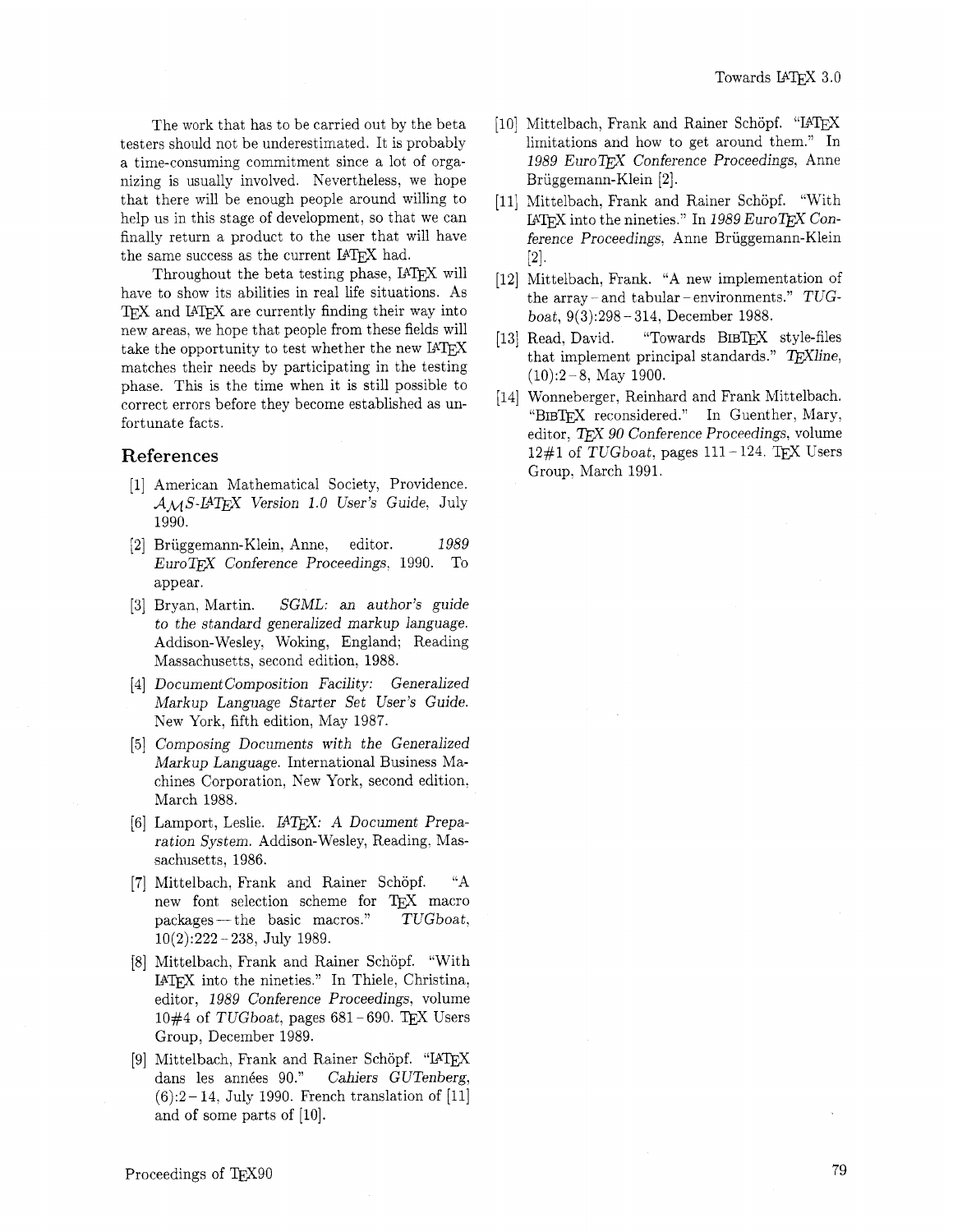The work that has to be carried out by the beta testers should not be underestimated. It is probably a time-consuming commitment since a lot of organizing is usually involved. Nevertheless, we hope that there will be enough people around willing to help us in this stage of development, so that we can finally return a product to the user that will have the same success as the current LaTeX had.

Throughout the beta testing phase, LaTeX will have to show its abilities in real life situations. As TeX and LaTeX are currently finding their way into new areas, we hope that people from these fields will take the opportunity to test whether the new LaTeX matches their needs by participating in the testing phase. This is the time when it is still possible to correct errors before they become established as unfortunate facts.

## References

[1] American Mathematical Society, Providence. *AMS-LaTeX Version 1.0 User's Guide*, July 1990.

[2] Brüggemann-Klein, Anne, editor. *1989 EuroTeX Conference Proceedings*, 1990. To appear.

[3] Bryan, Martin. *SGML: an author's guide to the standard generalized markup language.* Addison-Wesley, Woking, England; Reading Massachusetts, second edition, 1988.

[4] *Document Composition Facility: Generalized Markup Language Starter Set User's Guide.* New York, fifth edition, May 1987.

[5] *Composing Documents with the Generalized Markup Language.* International Business Machines Corporation, New York, second edition, March 1988.

[6] Lamport, Leslie. *LaTeX: A Document Preparation System.* Addison-Wesley, Reading, Massachusetts, 1986.

[7] Mittelbach, Frank and Rainer Schöpf. "A new font selection scheme for TeX macro packages — the basic macros." *TUGboat*, 10(2):222 – 238, July 1989.

[8] Mittelbach, Frank and Rainer Schöpf. "With LaTeX into the nineties." In Thiele, Christina, editor, *1989 Conference Proceedings*, volume 10#4 of *TUGboat*, pages 681 – 690. TeX Users Group, December 1989.

[9] Mittelbach, Frank and Rainer Schöpf. "LaTeX dans les années 90." *Cahiers GUTenberg*, (6):2 – 14, July 1990. French translation of [11] and of some parts of [10].

[10] Mittelbach, Frank and Rainer Schöpf. "LaTeX limitations and how to get around them." In *1989 EuroTeX Conference Proceedings*, Anne Brüggemann-Klein [2].

[11] Mittelbach, Frank and Rainer Schöpf. "With LaTeX into the nineties." In *1989 EuroTeX Conference Proceedings*, Anne Brüggemann-Klein [2].

[12] Mittelbach, Frank. "A new implementation of the array – and tabular – environments." *TUGboat*, 9(3):298 – 314, December 1988.

[13] Read, David. "Towards BibTeX style-files that implement principal standards." *TeXline*, (10):2 – 8, May 1900.

[14] Wonneberger, Reinhard and Frank Mittelbach. "BibTeX reconsidered." In Guenther, Mary, editor, *TeX 90 Conference Proceedings*, volume 12#1 of *TUGboat*, pages 111 – 124. TeX Users Group, March 1991.